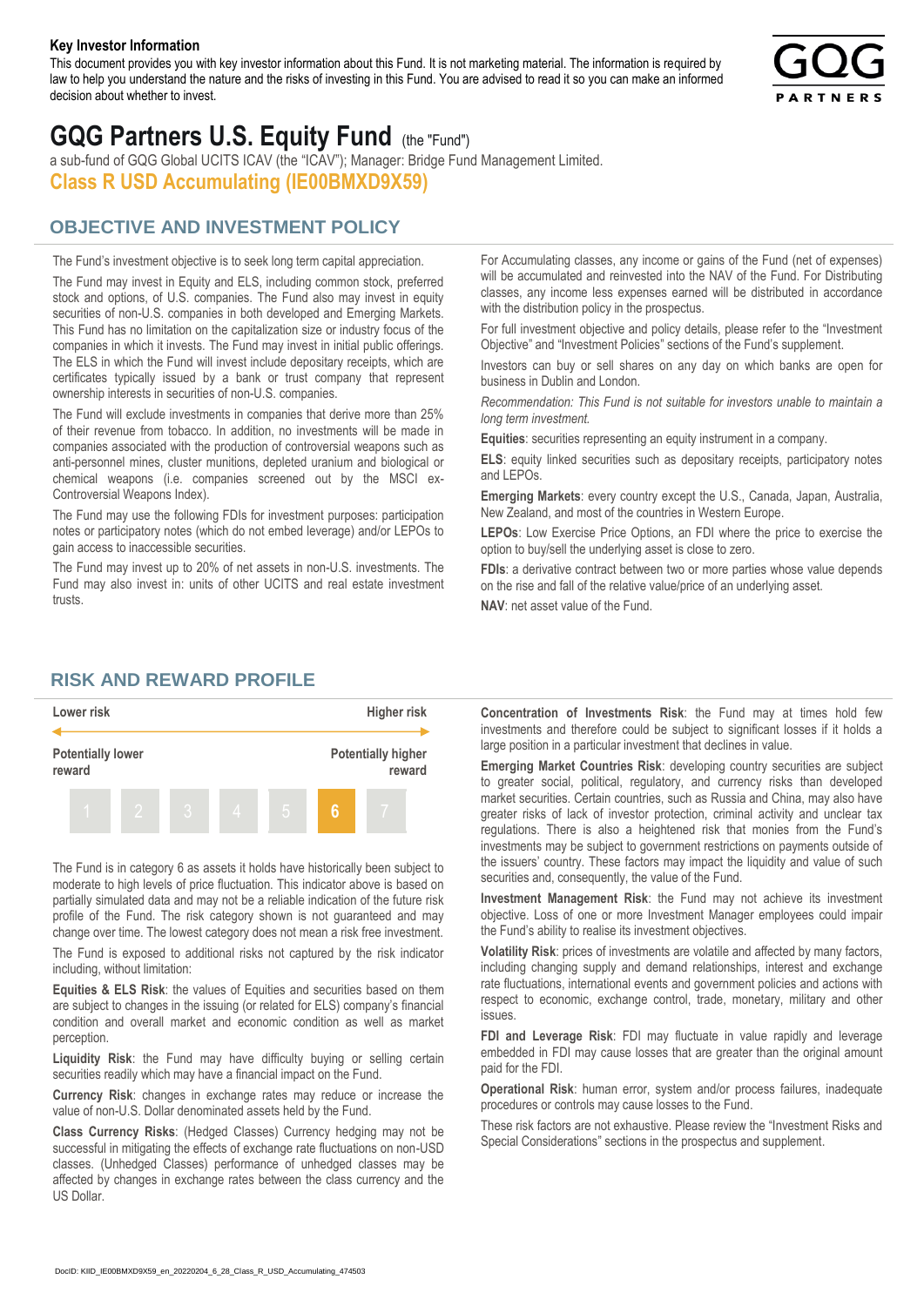**Key Investor Information**

This document provides you with key investor information about this Fund. It is not marketing material. The information is required by law to help you understand the nature and the risks of investing in this Fund. You are advised to read it so you can make an informed decision about whether to invest.

# GQG Partners U.S. Equity Fund (the "Fund")

a sub-fund of GQG Global UCITS ICAV (the "ICAV"); Manager: Bridge Fund Management Limited.

### Class R USD Accumulating (IE00BMXD9X59)

## OBJECTIVE AND INVESTMENT POLICY

The Fund's investment objective is to seek long term capital appreciation.

The Fund may invest in Equity and ELS, including common stock, preferred stock and options, of U.S. companies. The Fund also may invest in equity securities of non-U.S. companies in both developed and Emerging Markets. This Fund has no limitation on the capitalization size or industry focus of the companies in which it invests. The Fund may invest in initial public offerings. The ELS in which the Fund will invest include depositary receipts, which are certificates typically issued by a bank or trust company that represent ownership interests in securities of non-U.S. companies.

The Fund will exclude investments in companies that derive more than 25% of their revenue from tobacco. In addition, no investments will be made in companies associated with the production of controversial weapons such as anti-personnel mines, cluster munitions, depleted uranium and biological or chemical weapons (i.e. companies screened out by the MSCI ex-Controversial Weapons Index).

The Fund may use the following FDIs for investment purposes: participation notes or participatory notes (which do not embed leverage) and/or LEPOs to gain access to inaccessible securities.

The Fund may invest up to 20% of net assets in non-U.S. investments. The Fund may also invest in: units of other UCITS and real estate investment trusts.

For Accumulating classes, any income or gains of the Fund (net of expenses) will be accumulated and reinvested into the NAV of the Fund. For Distributing classes, any income less expenses earned will be distributed in accordance with the distribution policy in the prospectus.

For full investment objective and policy details, please refer to the "Investment Objective" and "Investment Policies" sections of the Fund's supplement.

Investors can buy or sell shares on any day on which banks are open for business in Dublin and London.

*Recommendation: This Fund is not suitable for investors unable to maintain a long term investment.*

**Equities**: securities representing an equity instrument in a company.

**ELS**: equity linked securities such as depositary receipts, participatory notes and LEPOs.

**Emerging Markets**: every country except the U.S., Canada, Japan, Australia, New Zealand, and most of the countries in Western Europe.

**LEPOs**: Low Exercise Price Options, an FDI where the price to exercise the option to buy/sell the underlying asset is close to zero.

**FDIs**: a derivative contract between two or more parties whose value depends on the rise and fall of the relative value/price of an underlying asset.

**NAV**: net asset value of the Fund.

## RISK AND REWARD PROFILE

| Lower risk | | | | | | Higher risk |
|---|---|---|---|---|---|---|
| Potentially lower reward | | | | | | Potentially higher reward |
| 1 | 2 | 3 | 4 | 5 | **6** | 7 |

The Fund is in category 6 as assets it holds have historically been subject to moderate to high levels of price fluctuation. This indicator above is based on partially simulated data and may not be a reliable indication of the future risk profile of the Fund. The risk category shown is not guaranteed and may change over time. The lowest category does not mean a risk free investment.

The Fund is exposed to additional risks not captured by the risk indicator including, without limitation:

**Equities & ELS Risk**: the values of Equities and securities based on them are subject to changes in the issuing (or related for ELS) company's financial condition and overall market and economic condition as well as market perception.

**Liquidity Risk**: the Fund may have difficulty buying or selling certain securities readily which may have a financial impact on the Fund.

**Currency Risk**: changes in exchange rates may reduce or increase the value of non-U.S. Dollar denominated assets held by the Fund.

**Class Currency Risks**: (Hedged Classes) Currency hedging may not be successful in mitigating the effects of exchange rate fluctuations on non-USD classes. (Unhedged Classes) performance of unhedged classes may be affected by changes in exchange rates between the class currency and the US Dollar.

**Concentration of Investments Risk**: the Fund may at times hold few investments and therefore could be subject to significant losses if it holds a large position in a particular investment that declines in value.

**Emerging Market Countries Risk**: developing country securities are subject to greater social, political, regulatory, and currency risks than developed market securities. Certain countries, such as Russia and China, may also have greater risks of lack of investor protection, criminal activity and unclear tax regulations. There is also a heightened risk that monies from the Fund's investments may be subject to government restrictions on payments outside of the issuers' country. These factors may impact the liquidity and value of such securities and, consequently, the value of the Fund.

**Investment Management Risk**: the Fund may not achieve its investment objective. Loss of one or more Investment Manager employees could impair the Fund's ability to realise its investment objectives.

**Volatility Risk**: prices of investments are volatile and affected by many factors, including changing supply and demand relationships, interest and exchange rate fluctuations, international events and government policies and actions with respect to economic, exchange control, trade, monetary, military and other issues.

**FDI and Leverage Risk**: FDI may fluctuate in value rapidly and leverage embedded in FDI may cause losses that are greater than the original amount paid for the FDI.

**Operational Risk**: human error, system and/or process failures, inadequate procedures or controls may cause losses to the Fund.

These risk factors are not exhaustive. Please review the "Investment Risks and Special Considerations" sections in the prospectus and supplement.

DocID: KIID_IE00BMXD9X59_en_20220204_6_28_Class_R_USD_Accumulating_474503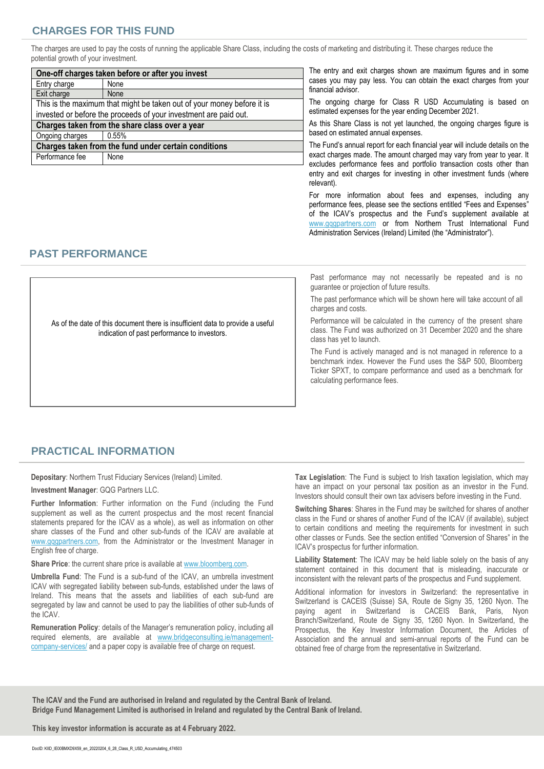## CHARGES FOR THIS FUND

The charges are used to pay the costs of running the applicable Share Class, including the costs of marketing and distributing it. These charges reduce the potential growth of your investment.

| One-off charges taken before or after you invest | |
|---|---|
| Entry charge | None |
| Exit charge | None |
| This is the maximum that might be taken out of your money before it is invested or before the proceeds of your investment are paid out. | |
| **Charges taken from the share class over a year** | |
| Ongoing charges | 0.55% |
| **Charges taken from the fund under certain conditions** | |
| Performance fee | None |

The entry and exit charges shown are maximum figures and in some cases you may pay less. You can obtain the exact charges from your financial advisor.

The ongoing charge for Class R USD Accumulating is based on estimated expenses for the year ending December 2021.

As this Share Class is not yet launched, the ongoing charges figure is based on estimated annual expenses.

The Fund's annual report for each financial year will include details on the exact charges made. The amount charged may vary from year to year. It excludes performance fees and portfolio transaction costs other than entry and exit charges for investing in other investment funds (where relevant).

For more information about fees and expenses, including any performance fees, please see the sections entitled "Fees and Expenses" of the ICAV's prospectus and the Fund's supplement available at www.gqgpartners.com or from Northern Trust International Fund Administration Services (Ireland) Limited (the "Administrator").

## PAST PERFORMANCE

As of the date of this document there is insufficient data to provide a useful indication of past performance to investors.

Past performance may not necessarily be repeated and is no guarantee or projection of future results.

The past performance which will be shown here will take account of all charges and costs.

Performance will be calculated in the currency of the present share class. The Fund was authorized on 31 December 2020 and the share class has yet to launch.

The Fund is actively managed and is not managed in reference to a benchmark index. However the Fund uses the S&P 500, Bloomberg Ticker SPXT, to compare performance and used as a benchmark for calculating performance fees.

## PRACTICAL INFORMATION

**Depositary**: Northern Trust Fiduciary Services (Ireland) Limited.

**Investment Manager**: GQG Partners LLC.

**Further Information**: Further information on the Fund (including the Fund supplement as well as the current prospectus and the most recent financial statements prepared for the ICAV as a whole), as well as information on other share classes of the Fund and other sub-funds of the ICAV are available at www.gqgpartners.com, from the Administrator or the Investment Manager in English free of charge.

**Share Price**: the current share price is available at www.bloomberg.com.

**Umbrella Fund**: The Fund is a sub-fund of the ICAV, an umbrella investment ICAV with segregated liability between sub-funds, established under the laws of Ireland. This means that the assets and liabilities of each sub-fund are segregated by law and cannot be used to pay the liabilities of other sub-funds of the ICAV.

**Remuneration Policy**: details of the Manager's remuneration policy, including all required elements, are available at www.bridgeconsulting.ie/management-company-services/ and a paper copy is available free of charge on request.

**Tax Legislation**: The Fund is subject to Irish taxation legislation, which may have an impact on your personal tax position as an investor in the Fund. Investors should consult their own tax advisers before investing in the Fund.

**Switching Shares**: Shares in the Fund may be switched for shares of another class in the Fund or shares of another Fund of the ICAV (if available), subject to certain conditions and meeting the requirements for investment in such other classes or Funds. See the section entitled "Conversion of Shares" in the ICAV's prospectus for further information.

**Liability Statement**: The ICAV may be held liable solely on the basis of any statement contained in this document that is misleading, inaccurate or inconsistent with the relevant parts of the prospectus and Fund supplement.

Additional information for investors in Switzerland: the representative in Switzerland is CACEIS (Suisse) SA, Route de Signy 35, 1260 Nyon. The paying agent in Switzerland is CACEIS Bank, Paris, Nyon Branch/Switzerland, Route de Signy 35, 1260 Nyon. In Switzerland, the Prospectus, the Key Investor Information Document, the Articles of Association and the annual and semi-annual reports of the Fund can be obtained free of charge from the representative in Switzerland.

**The ICAV and the Fund are authorised in Ireland and regulated by the Central Bank of Ireland.**
**Bridge Fund Management Limited is authorised in Ireland and regulated by the Central Bank of Ireland.**

**This key investor information is accurate as at 4 February 2022.**

DocID: KIID_IE00BMXD9X59_en_20220204_6_28_Class_R_USD_Accumulating_474503